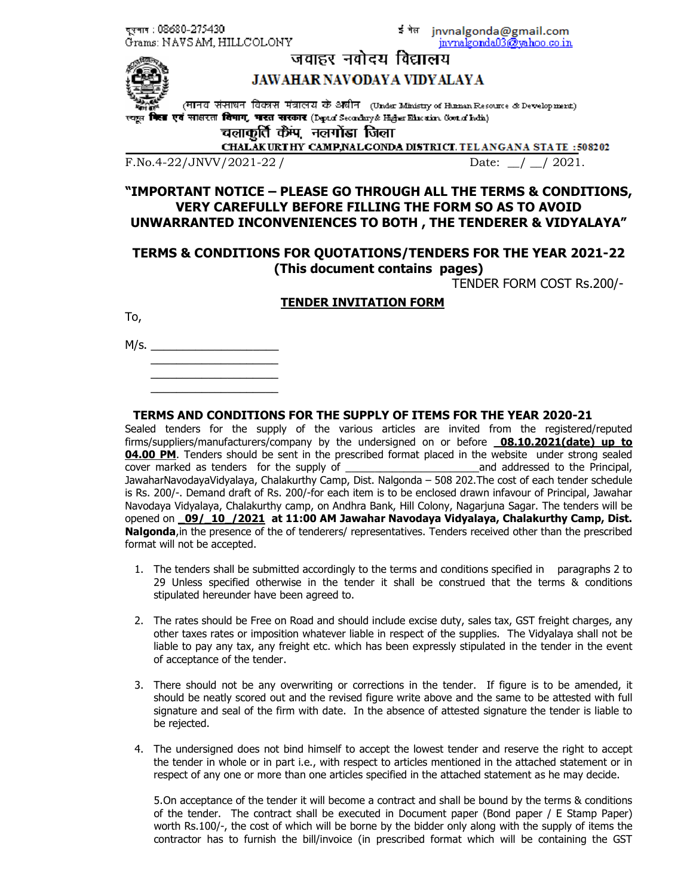दूरभाष : 08680-275430
Grams: NAVSAM, HILLCOLONY

ई मेल jnvnalgonda@gmail.com
jnvnalgonda03@yahoo.co.in

# जवाहर नवोदय विद्यालय
# JAWAHAR NAVODAYA VIDYALAYA

(मानव संसाधन विकास मंत्रालय के अधीन (Under Ministry of Human Resource & Development)
स्कूल शिक्षा एवं साक्षरता विभाग, भारत सरकार (Dept of Secondary & Higher Education. Govt of India)

चलाकुर्ति कैंप, नलगोंडा जिला
CHALAKURTHY CAMP,NALGONDA DISTRICT. TELANGANA STATE :508202

F.No.4-22/JNVV/2021-22 / Date: __/ __/ 2021.

**"IMPORTANT NOTICE – PLEASE GO THROUGH ALL THE TERMS & CONDITIONS, VERY CAREFULLY BEFORE FILLING THE FORM SO AS TO AVOID UNWARRANTED INCONVENIENCES TO BOTH , THE TENDERER & VIDYALAYA"**

**TERMS & CONDITIONS FOR QUOTATIONS/TENDERS FOR THE YEAR 2021-22**
**(This document contains pages)**

TENDER FORM COST Rs.200/-

**TENDER INVITATION FORM**

To,

M/s. ____________________
____________________
____________________
____________________

**TERMS AND CONDITIONS FOR THE SUPPLY OF ITEMS FOR THE YEAR 2020-21**

Sealed tenders for the supply of the various articles are invited from the registered/reputed firms/suppliers/manufacturers/company by the undersigned on or before **08.10.2021(date) up to 04.00 PM**. Tenders should be sent in the prescribed format placed in the website under strong sealed cover marked as tenders for the supply of ______________________and addressed to the Principal, JawaharNavodayaVidyalaya, Chalakurthy Camp, Dist. Nalgonda – 508 202.The cost of each tender schedule is Rs. 200/-. Demand draft of Rs. 200/-for each item is to be enclosed drawn infavour of Principal, Jawahar Navodaya Vidyalaya, Chalakurthy camp, on Andhra Bank, Hill Colony, Nagarjuna Sagar. The tenders will be opened on **09/ 10 /2021 at 11:00 AM Jawahar Navodaya Vidyalaya, Chalakurthy Camp, Dist. Nalgonda**,in the presence of the of tenderers/ representatives. Tenders received other than the prescribed format will not be accepted.

1. The tenders shall be submitted accordingly to the terms and conditions specified in paragraphs 2 to 29 Unless specified otherwise in the tender it shall be construed that the terms & conditions stipulated hereunder have been agreed to.

2. The rates should be Free on Road and should include excise duty, sales tax, GST freight charges, any other taxes rates or imposition whatever liable in respect of the supplies. The Vidyalaya shall not be liable to pay any tax, any freight etc. which has been expressly stipulated in the tender in the event of acceptance of the tender.

3. There should not be any overwriting or corrections in the tender. If figure is to be amended, it should be neatly scored out and the revised figure write above and the same to be attested with full signature and seal of the firm with date. In the absence of attested signature the tender is liable to be rejected.

4. The undersigned does not bind himself to accept the lowest tender and reserve the right to accept the tender in whole or in part i.e., with respect to articles mentioned in the attached statement or in respect of any one or more than one articles specified in the attached statement as he may decide.

5.On acceptance of the tender it will become a contract and shall be bound by the terms & conditions of the tender. The contract shall be executed in Document paper (Bond paper / E Stamp Paper) worth Rs.100/-, the cost of which will be borne by the bidder only along with the supply of items the contractor has to furnish the bill/invoice (in prescribed format which will be containing the GST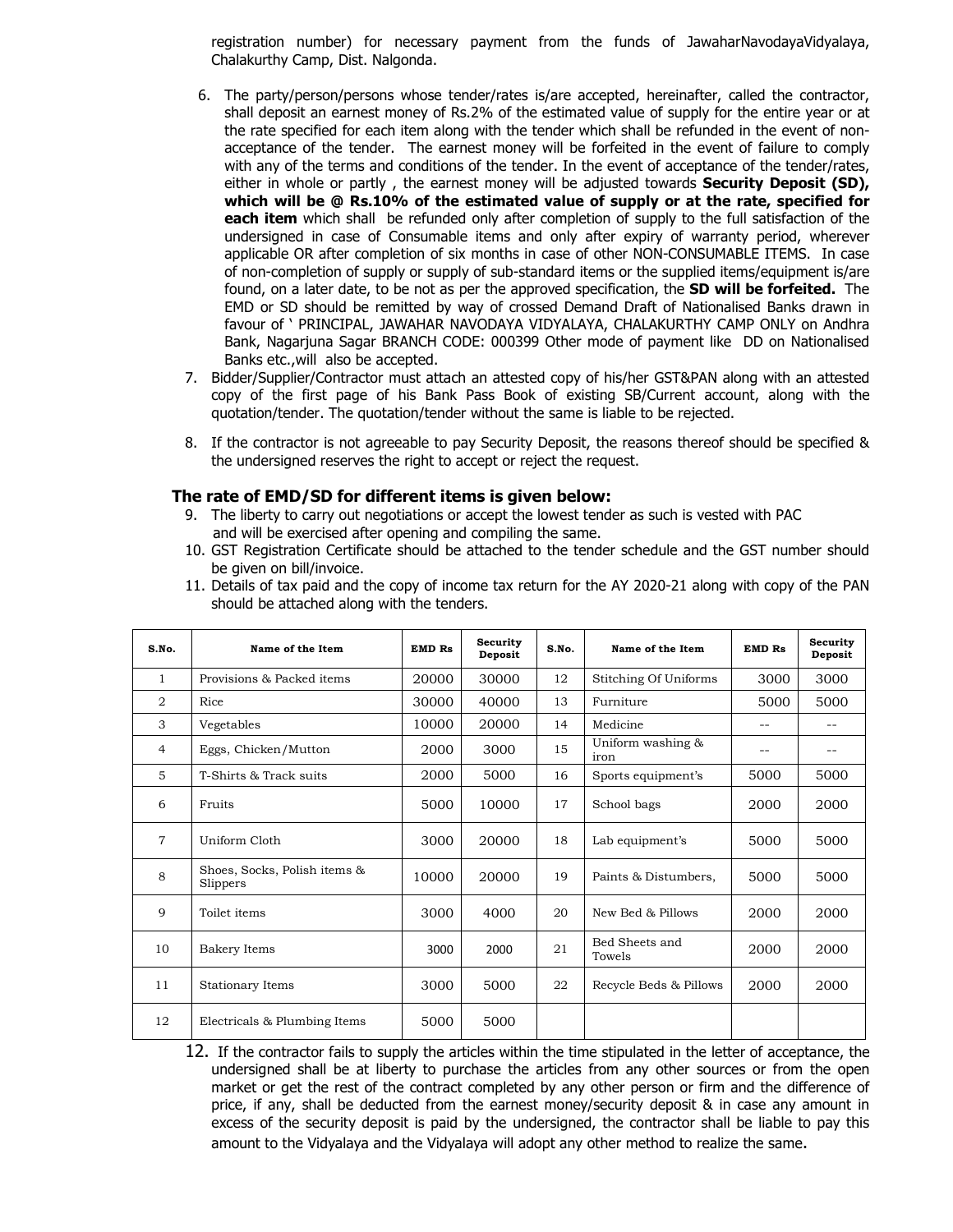registration number) for necessary payment from the funds of JawaharNavodayaVidyalaya, Chalakurthy Camp, Dist. Nalgonda.

6. The party/person/persons whose tender/rates is/are accepted, hereinafter, called the contractor, shall deposit an earnest money of Rs.2% of the estimated value of supply for the entire year or at the rate specified for each item along with the tender which shall be refunded in the event of non-acceptance of the tender. The earnest money will be forfeited in the event of failure to comply with any of the terms and conditions of the tender. In the event of acceptance of the tender/rates, either in whole or partly , the earnest money will be adjusted towards **Security Deposit (SD), which will be @ Rs.10% of the estimated value of supply or at the rate, specified for each item** which shall be refunded only after completion of supply to the full satisfaction of the undersigned in case of Consumable items and only after expiry of warranty period, wherever applicable OR after completion of six months in case of other NON-CONSUMABLE ITEMS. In case of non-completion of supply or supply of sub-standard items or the supplied items/equipment is/are found, on a later date, to be not as per the approved specification, the **SD will be forfeited.** The EMD or SD should be remitted by way of crossed Demand Draft of Nationalised Banks drawn in favour of ' PRINCIPAL, JAWAHAR NAVODAYA VIDYALAYA, CHALAKURTHY CAMP ONLY on Andhra Bank, Nagarjuna Sagar BRANCH CODE: 000399 Other mode of payment like DD on Nationalised Banks etc.,will also be accepted.
7. Bidder/Supplier/Contractor must attach an attested copy of his/her GST&PAN along with an attested copy of the first page of his Bank Pass Book of existing SB/Current account, along with the quotation/tender. The quotation/tender without the same is liable to be rejected.
8. If the contractor is not agreeable to pay Security Deposit, the reasons thereof should be specified & the undersigned reserves the right to accept or reject the request.

### The rate of EMD/SD for different items is given below:

9. The liberty to carry out negotiations or accept the lowest tender as such is vested with PAC and will be exercised after opening and compiling the same.
10. GST Registration Certificate should be attached to the tender schedule and the GST number should be given on bill/invoice.
11. Details of tax paid and the copy of income tax return for the AY 2020-21 along with copy of the PAN should be attached along with the tenders.

| S.No. | Name of the Item | EMD Rs | Security Deposit | S.No. | Name of the Item | EMD Rs | Security Deposit |
|---|---|---|---|---|---|---|---|
| 1 | Provisions & Packed items | 20000 | 30000 | 12 | Stitching Of Uniforms | 3000 | 3000 |
| 2 | Rice | 30000 | 40000 | 13 | Furniture | 5000 | 5000 |
| 3 | Vegetables | 10000 | 20000 | 14 | Medicine | -- | -- |
| 4 | Eggs, Chicken/Mutton | 2000 | 3000 | 15 | Uniform washing & iron | -- | -- |
| 5 | T-Shirts & Track suits | 2000 | 5000 | 16 | Sports equipment's | 5000 | 5000 |
| 6 | Fruits | 5000 | 10000 | 17 | School bags | 2000 | 2000 |
| 7 | Uniform Cloth | 3000 | 20000 | 18 | Lab equipment's | 5000 | 5000 |
| 8 | Shoes, Socks, Polish items & Slippers | 10000 | 20000 | 19 | Paints & Distumbers, | 5000 | 5000 |
| 9 | Toilet items | 3000 | 4000 | 20 | New Bed & Pillows | 2000 | 2000 |
| 10 | Bakery Items | 3000 | 2000 | 21 | Bed Sheets and Towels | 2000 | 2000 |
| 11 | Stationary Items | 3000 | 5000 | 22 | Recycle Beds & Pillows | 2000 | 2000 |
| 12 | Electricals & Plumbing Items | 5000 | 5000 | | | | |

12. If the contractor fails to supply the articles within the time stipulated in the letter of acceptance, the undersigned shall be at liberty to purchase the articles from any other sources or from the open market or get the rest of the contract completed by any other person or firm and the difference of price, if any, shall be deducted from the earnest money/security deposit & in case any amount in excess of the security deposit is paid by the undersigned, the contractor shall be liable to pay this amount to the Vidyalaya and the Vidyalaya will adopt any other method to realize the same**.**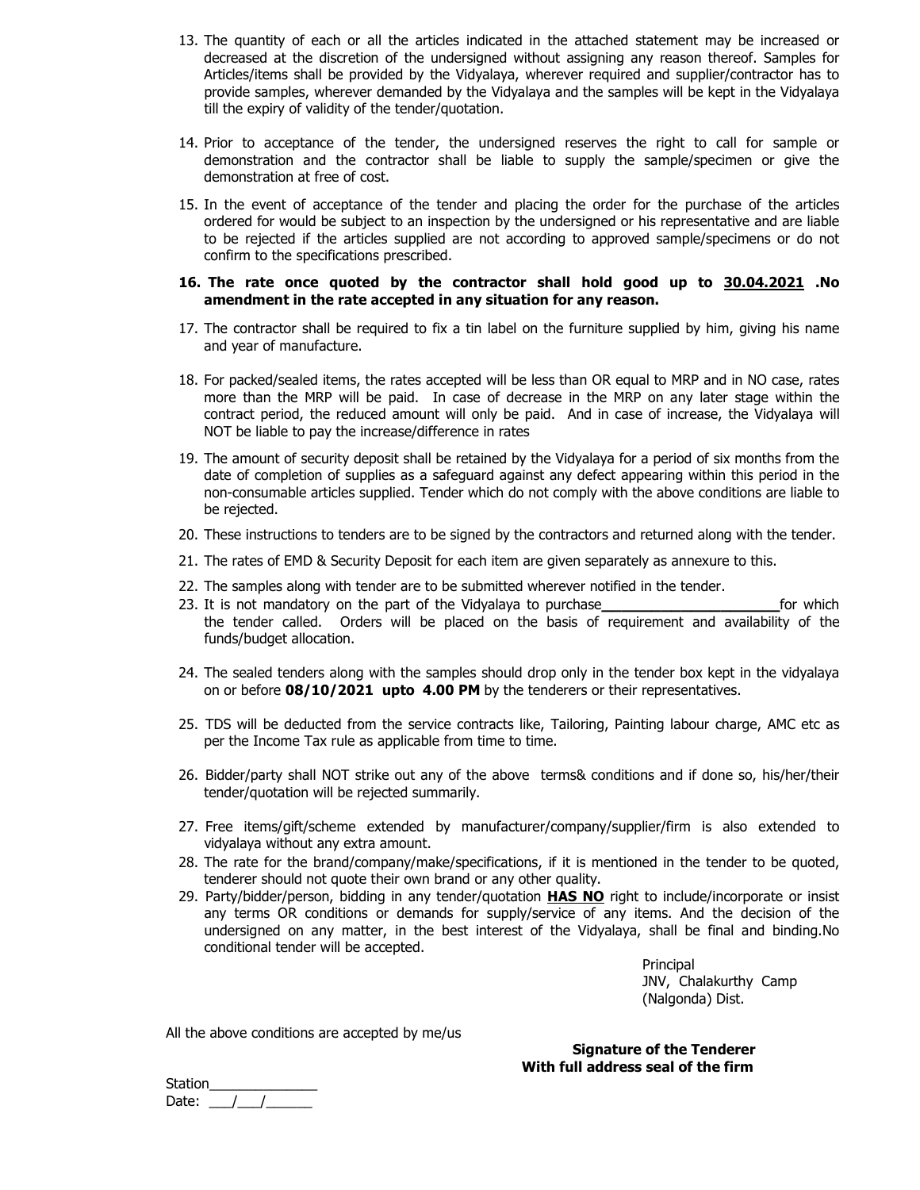13. The quantity of each or all the articles indicated in the attached statement may be increased or decreased at the discretion of the undersigned without assigning any reason thereof. Samples for Articles/items shall be provided by the Vidyalaya, wherever required and supplier/contractor has to provide samples, wherever demanded by the Vidyalaya and the samples will be kept in the Vidyalaya till the expiry of validity of the tender/quotation.

14. Prior to acceptance of the tender, the undersigned reserves the right to call for sample or demonstration and the contractor shall be liable to supply the sample/specimen or give the demonstration at free of cost.

15. In the event of acceptance of the tender and placing the order for the purchase of the articles ordered for would be subject to an inspection by the undersigned or his representative and are liable to be rejected if the articles supplied are not according to approved sample/specimens or do not confirm to the specifications prescribed.

16. **The rate once quoted by the contractor shall hold good up to <u>30.04.2021</u> .No amendment in the rate accepted in any situation for any reason.**

17. The contractor shall be required to fix a tin label on the furniture supplied by him, giving his name and year of manufacture.

18. For packed/sealed items, the rates accepted will be less than OR equal to MRP and in NO case, rates more than the MRP will be paid. In case of decrease in the MRP on any later stage within the contract period, the reduced amount will only be paid. And in case of increase, the Vidyalaya will NOT be liable to pay the increase/difference in rates

19. The amount of security deposit shall be retained by the Vidyalaya for a period of six months from the date of completion of supplies as a safeguard against any defect appearing within this period in the non-consumable articles supplied. Tender which do not comply with the above conditions are liable to be rejected.

20. These instructions to tenders are to be signed by the contractors and returned along with the tender.

21. The rates of EMD & Security Deposit for each item are given separately as annexure to this.

22. The samples along with tender are to be submitted wherever notified in the tender.

23. It is not mandatory on the part of the Vidyalaya to purchase______________________for which the tender called. Orders will be placed on the basis of requirement and availability of the funds/budget allocation.

24. The sealed tenders along with the samples should drop only in the tender box kept in the vidyalaya on or before **08/10/2021 upto 4.00 PM** by the tenderers or their representatives.

25. TDS will be deducted from the service contracts like, Tailoring, Painting labour charge, AMC etc as per the Income Tax rule as applicable from time to time.

26. Bidder/party shall NOT strike out any of the above terms& conditions and if done so, his/her/their tender/quotation will be rejected summarily.

27. Free items/gift/scheme extended by manufacturer/company/supplier/firm is also extended to vidyalaya without any extra amount.

28. The rate for the brand/company/make/specifications, if it is mentioned in the tender to be quoted, tenderer should not quote their own brand or any other quality.

29. Party/bidder/person, bidding in any tender/quotation **<u>HAS NO</u>** right to include/incorporate or insist any terms OR conditions or demands for supply/service of any items. And the decision of the undersigned on any matter, in the best interest of the Vidyalaya, shall be final and binding.No conditional tender will be accepted.

Principal
JNV, Chalakurthy Camp
(Nalgonda) Dist.

All the above conditions are accepted by me/us

**Signature of the Tenderer**
**With full address seal of the firm**

Station______________
Date: ___/___/______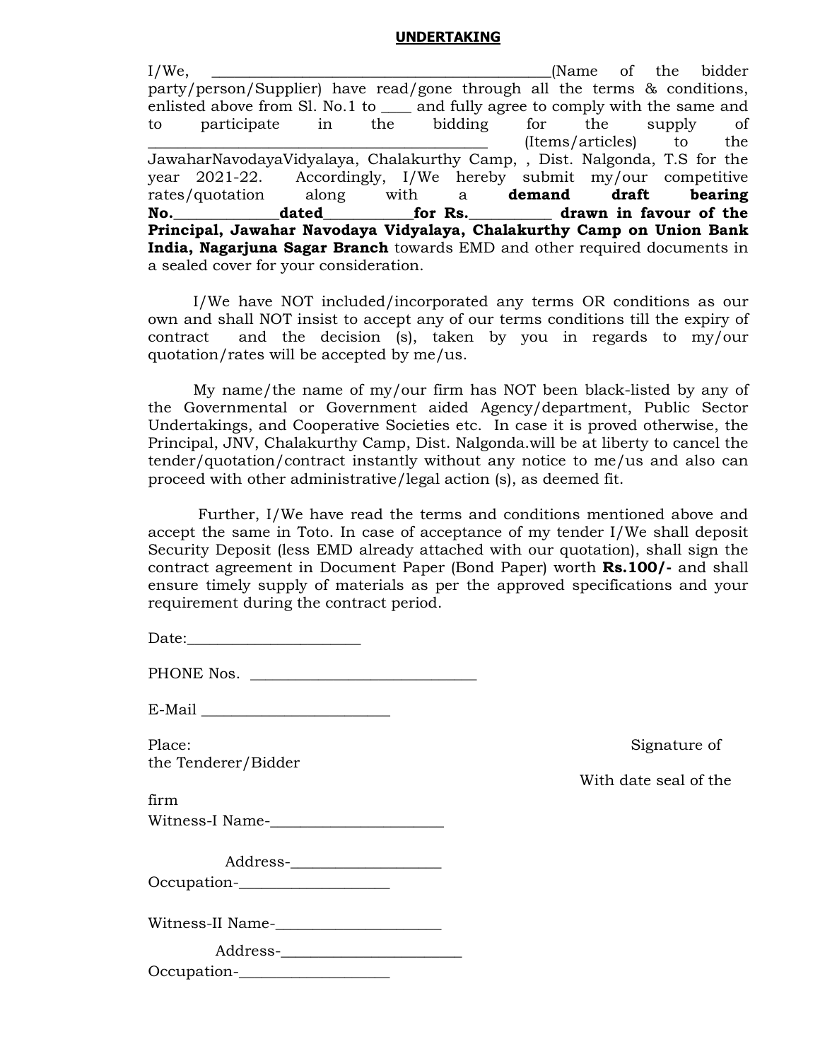**UNDERTAKING**

I/We, _____________________________________________(Name of the bidder party/person/Supplier) have read/gone through all the terms & conditions, enlisted above from Sl. No.1 to ____ and fully agree to comply with the same and to participate in the bidding for the supply of ___________________________________________ (Items/articles) to the JawaharNavodayaVidyalaya, Chalakurthy Camp, , Dist. Nalgonda, T.S for the year 2021-22. Accordingly, I/We hereby submit my/our competitive rates/quotation along with a **demand draft bearing No.______________dated____________for Rs.___________ drawn in favour of the Principal, Jawahar Navodaya Vidyalaya, Chalakurthy Camp on Union Bank India, Nagarjuna Sagar Branch** towards EMD and other required documents in a sealed cover for your consideration.

I/We have NOT included/incorporated any terms OR conditions as our own and shall NOT insist to accept any of our terms conditions till the expiry of contract and the decision (s), taken by you in regards to my/our quotation/rates will be accepted by me/us.

My name/the name of my/our firm has NOT been black-listed by any of the Governmental or Government aided Agency/department, Public Sector Undertakings, and Cooperative Societies etc. In case it is proved otherwise, the Principal, JNV, Chalakurthy Camp, Dist. Nalgonda.will be at liberty to cancel the tender/quotation/contract instantly without any notice to me/us and also can proceed with other administrative/legal action (s), as deemed fit.

Further, I/We have read the terms and conditions mentioned above and accept the same in Toto. In case of acceptance of my tender I/We shall deposit Security Deposit (less EMD already attached with our quotation), shall sign the contract agreement in Document Paper (Bond Paper) worth **Rs.100/-** and shall ensure timely supply of materials as per the approved specifications and your requirement during the contract period.

Date:_______________________

PHONE Nos. ______________________________

E-Mail _________________________

Place: Signature of the Tenderer/Bidder

With date seal of the firm

Witness-I Name-_______________________

Address-____________________

Occupation-____________________

Witness-II Name-______________________

Address-________________________

Occupation-____________________